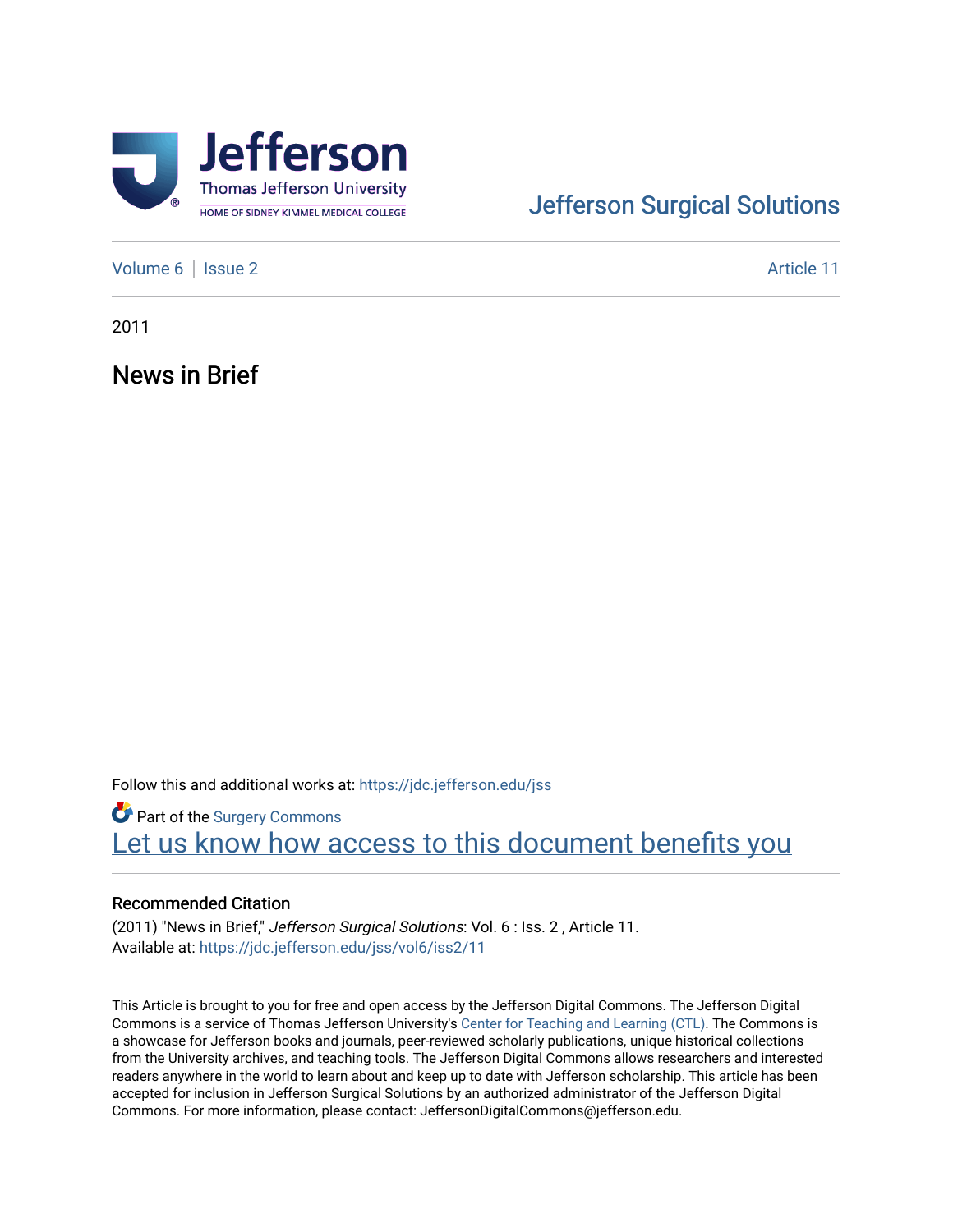Jefferson Surgical Solutions

Volume 6 | Issue 2 Article 11

2011

# News in Brief

Follow this and additional works at: https://jdc.jefferson.edu/jss

Part of the Surgery Commons

Let us know how access to this document benefits you

## Recommended Citation

(2011) "News in Brief," *Jefferson Surgical Solutions*: Vol. 6 : Iss. 2 , Article 11.
Available at: https://jdc.jefferson.edu/jss/vol6/iss2/11

This Article is brought to you for free and open access by the Jefferson Digital Commons. The Jefferson Digital Commons is a service of Thomas Jefferson University's Center for Teaching and Learning (CTL). The Commons is a showcase for Jefferson books and journals, peer-reviewed scholarly publications, unique historical collections from the University archives, and teaching tools. The Jefferson Digital Commons allows researchers and interested readers anywhere in the world to learn about and keep up to date with Jefferson scholarship. This article has been accepted for inclusion in Jefferson Surgical Solutions by an authorized administrator of the Jefferson Digital Commons. For more information, please contact: JeffersonDigitalCommons@jefferson.edu.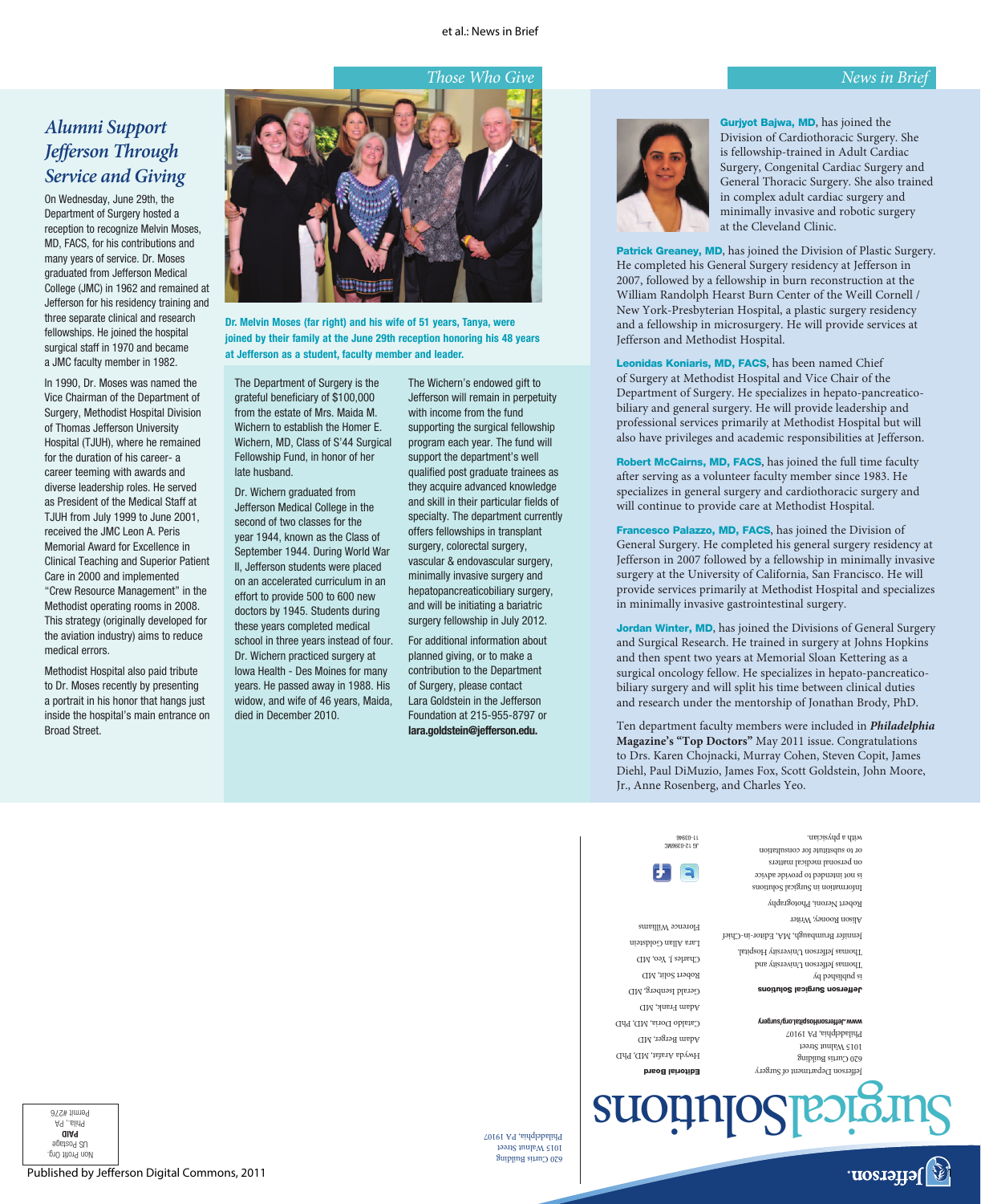Those Who Give

## *Alumni Support Jefferson Through Service and Giving*

On Wednesday, June 29th, the Department of Surgery hosted a reception to recognize Melvin Moses, MD, FACS, for his contributions and many years of service. Dr. Moses graduated from Jefferson Medical College (JMC) in 1962 and remained at Jefferson for his residency training and three separate clinical and research fellowships. He joined the hospital surgical staff in 1970 and became a JMC faculty member in 1982.

In 1990, Dr. Moses was named the Vice Chairman of the Department of Surgery, Methodist Hospital Division of Thomas Jefferson University Hospital (TJUH), where he remained for the duration of his career- a career teeming with awards and diverse leadership roles. He served as President of the Medical Staff at TJUH from July 1999 to June 2001, received the JMC Leon A. Peris Memorial Award for Excellence in Clinical Teaching and Superior Patient Care in 2000 and implemented "Crew Resource Management" in the Methodist operating rooms in 2008. This strategy (originally developed for the aviation industry) aims to reduce medical errors.

Methodist Hospital also paid tribute to Dr. Moses recently by presenting a portrait in his honor that hangs just inside the hospital's main entrance on Broad Street.

**Dr. Melvin Moses (far right) and his wife of 51 years, Tanya, were joined by their family at the June 29th reception honoring his 48 years at Jefferson as a student, faculty member and leader.**

The Department of Surgery is the grateful beneficiary of $100,000 from the estate of Mrs. Maida M. Wichern to establish the Homer E. Wichern, MD, Class of S'44 Surgical Fellowship Fund, in honor of her late husband.

Dr. Wichern graduated from Jefferson Medical College in the second of two classes for the year 1944, known as the Class of September 1944. During World War II, Jefferson students were placed on an accelerated curriculum in an effort to provide 500 to 600 new doctors by 1945. Students during these years completed medical school in three years instead of four. Dr. Wichern practiced surgery at Iowa Health - Des Moines for many years. He passed away in 1988. His widow, and wife of 46 years, Maida, died in December 2010.

The Wichern's endowed gift to Jefferson will remain in perpetuity with income from the fund supporting the surgical fellowship program each year. The fund will support the department's well qualified post graduate trainees as they acquire advanced knowledge and skill in their particular fields of specialty. The department currently offers fellowships in transplant surgery, colorectal surgery, vascular & endovascular surgery, minimally invasive surgery and hepatopancreaticobiliary surgery, and will be initiating a bariatric surgery fellowship in July 2012.

For additional information about planned giving, or to make a contribution to the Department of Surgery, please contact Lara Goldstein in the Jefferson Foundation at 215-955-8797 or **lara.goldstein@jefferson.edu.**

News in Brief

**Gurjyot Bajwa, MD**, has joined the Division of Cardiothoracic Surgery. She is fellowship-trained in Adult Cardiac Surgery, Congenital Cardiac Surgery and General Thoracic Surgery. She also trained in complex adult cardiac surgery and minimally invasive and robotic surgery at the Cleveland Clinic.

**Patrick Greaney, MD**, has joined the Division of Plastic Surgery. He completed his General Surgery residency at Jefferson in 2007, followed by a fellowship in burn reconstruction at the William Randolph Hearst Burn Center of the Weill Cornell / New York-Presbyterian Hospital, a plastic surgery residency and a fellowship in microsurgery. He will provide services at Jefferson and Methodist Hospital.

**Leonidas Koniaris, MD, FACS**, has been named Chief of Surgery at Methodist Hospital and Vice Chair of the Department of Surgery. He specializes in hepato-pancreatico-biliary and general surgery. He will provide leadership and professional services primarily at Methodist Hospital but will also have privileges and academic responsibilities at Jefferson.

**Robert McCairns, MD, FACS**, has joined the full time faculty after serving as a volunteer faculty member since 1983. He specializes in general surgery and cardiothoracic surgery and will continue to provide care at Methodist Hospital.

**Francesco Palazzo, MD, FACS**, has joined the Division of General Surgery. He completed his general surgery residency at Jefferson in 2007 followed by a fellowship in minimally invasive surgery at the University of California, San Francisco. He will provide services primarily at Methodist Hospital and specializes in minimally invasive gastrointestinal surgery.

**Jordan Winter, MD**, has joined the Divisions of General Surgery and Surgical Research. He trained in surgery at Johns Hopkins and then spent two years at Memorial Sloan Kettering as a surgical oncology fellow. He specializes in hepato-pancreatico-biliary surgery and will split his time between clinical duties and research under the mentorship of Jonathan Brody, PhD.

Ten department faculty members were included in ***Philadelphia* Magazine's "Top Doctors"** May 2011 issue. Congratulations to Drs. Karen Chojnacki, Murray Cohen, Steven Copit, James Diehl, Paul DiMuzio, James Fox, Scott Goldstein, John Moore, Jr., Anne Rosenberg, and Charles Yeo.

Jefferson.

SurgicalSolutions

Jefferson Department of Surgery
620 Curtis Building
1015 Walnut Street
Philadelphia, PA 19107
www.JeffersonHospital.org/surgery

**Jefferson Surgical Solutions** is published by Thomas Jefferson University and Thomas Jefferson University Hospital.

Jennifer Brumbaugh, MA, Editor-in-Chief
Alison Rooney, Writer
Robert Neroni, Photography

Information in Surgical Solutions is not intended to provide advice on personal medical matters or to substitute for consultation with a physician.

**Editorial Board**
Hwyda Arafat, MD, PhD
Adam Berger, MD
Cataldo Doria, MD, PhD
Adam Frank, MD
Gerald Isenberg, MD
Robert Solit, MD
Charles J. Yeo, MD
Lara Allan Goldstein
Florence Williams

JG 12-0396MC
11-03946

620 Curtis Building
1015 Walnut Street
Philadelphia, PA 19107

Non Profit Org.
US Postage
**PAID**
Phila., PA
Permit #276